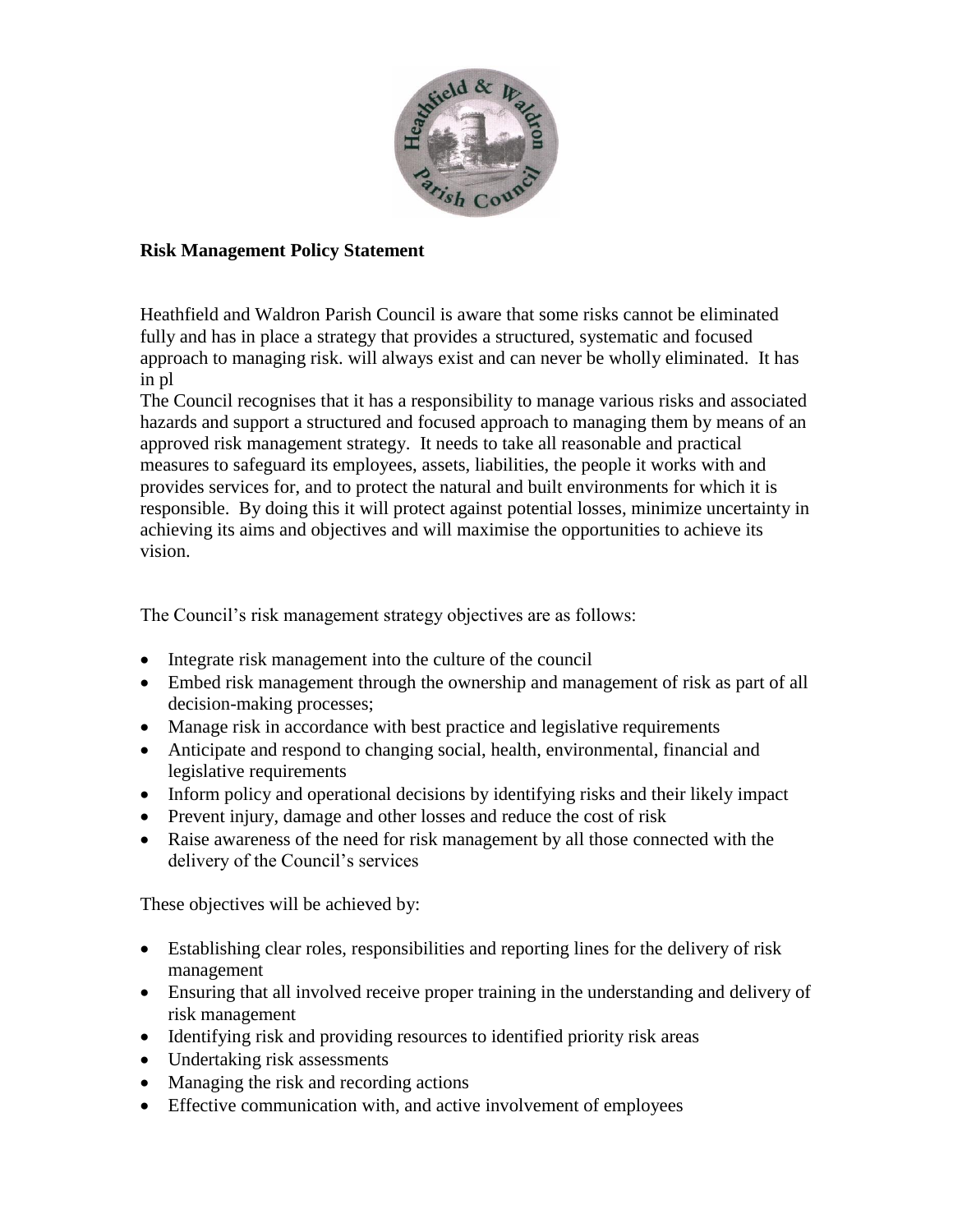**Risk Management Policy Statement**

Heathfield and Waldron Parish Council is aware that some risks cannot be eliminated fully and has in place a strategy that provides a structured, systematic and focused approach to managing risk. will always exist and can never be wholly eliminated. It has in pl

The Council recognises that it has a responsibility to manage various risks and associated hazards and support a structured and focused approach to managing them by means of an approved risk management strategy. It needs to take all reasonable and practical measures to safeguard its employees, assets, liabilities, the people it works with and provides services for, and to protect the natural and built environments for which it is responsible. By doing this it will protect against potential losses, minimize uncertainty in achieving its aims and objectives and will maximise the opportunities to achieve its vision.

The Council's risk management strategy objectives are as follows:

- Integrate risk management into the culture of the council
- Embed risk management through the ownership and management of risk as part of all decision-making processes;
- Manage risk in accordance with best practice and legislative requirements
- Anticipate and respond to changing social, health, environmental, financial and legislative requirements
- Inform policy and operational decisions by identifying risks and their likely impact
- Prevent injury, damage and other losses and reduce the cost of risk
- Raise awareness of the need for risk management by all those connected with the delivery of the Council's services

These objectives will be achieved by:

- Establishing clear roles, responsibilities and reporting lines for the delivery of risk management
- Ensuring that all involved receive proper training in the understanding and delivery of risk management
- Identifying risk and providing resources to identified priority risk areas
- Undertaking risk assessments
- Managing the risk and recording actions
- Effective communication with, and active involvement of employees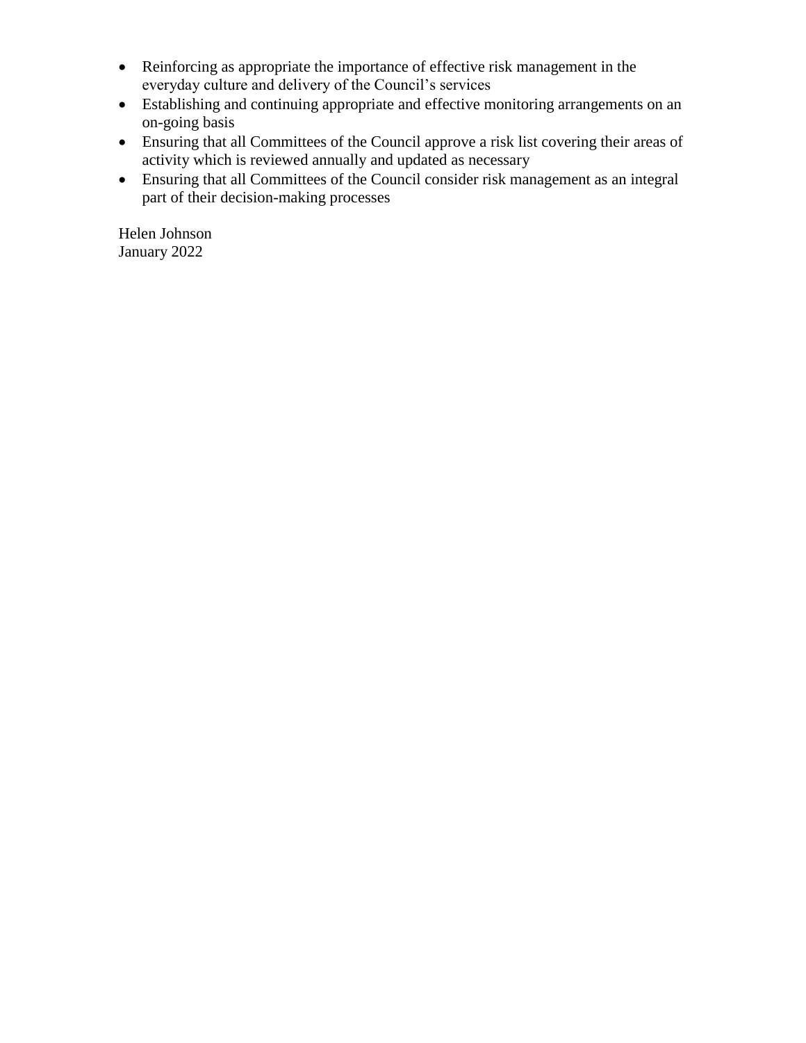- Reinforcing as appropriate the importance of effective risk management in the everyday culture and delivery of the Council's services
- Establishing and continuing appropriate and effective monitoring arrangements on an on-going basis
- Ensuring that all Committees of the Council approve a risk list covering their areas of activity which is reviewed annually and updated as necessary
- Ensuring that all Committees of the Council consider risk management as an integral part of their decision-making processes

Helen Johnson
January 2022